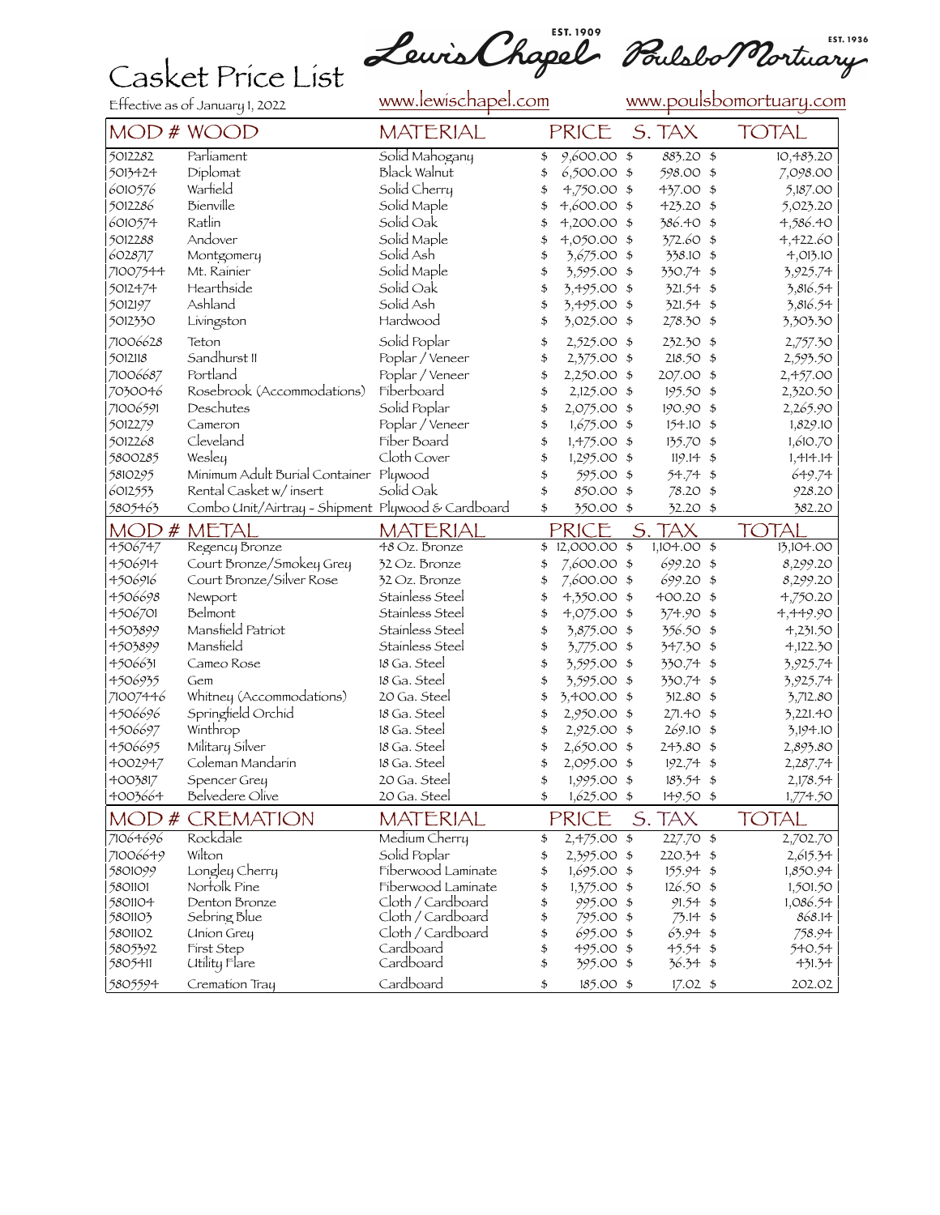# Casket Price List

Effective as of January 1, 2022

Lewis Chapel EST. 1909 — www.lewischapel.com

Poulsbo Mortuary EST. 1936 — www.poulsbomortuary.com

| MOD # | WOOD | MATERIAL | PRICE | S. TAX | TOTAL |
|---|---|---|---|---|---|
| 5012282 | Parliament | Solid Mahogany | $ 9,600.00 | $ 883.20 | $ 10,483.20 |
| 5013424 | Diplomat | Black Walnut | $ 6,500.00 | $ 598.00 | $ 7,098.00 |
| 6010576 | Warfield | Solid Cherry | $ 4,750.00 | $ 437.00 | $ 5,187.00 |
| 5012286 | Bienville | Solid Maple | $ 4,600.00 | $ 423.20 | $ 5,023.20 |
| 6010574 | Ratlin | Solid Oak | $ 4,200.00 | $ 386.40 | $ 4,586.40 |
| 5012288 | Andover | Solid Maple | $ 4,050.00 | $ 372.60 | $ 4,422.60 |
| 6028717 | Montgomery | Solid Ash | $ 3,675.00 | $ 338.10 | $ 4,013.10 |
| 71007544 | Mt. Rainier | Solid Maple | $ 3,595.00 | $ 330.74 | $ 3,925.74 |
| 5012474 | Hearthside | Solid Oak | $ 3,495.00 | $ 321.54 | $ 3,816.54 |
| 5012197 | Ashland | Solid Ash | $ 3,495.00 | $ 321.54 | $ 3,816.54 |
| 5012330 | Livingston | Hardwood | $ 3,025.00 | $ 278.30 | $ 3,303.30 |
| 71006628 | Teton | Solid Poplar | $ 2,525.00 | $ 232.30 | $ 2,757.30 |
| 5012118 | Sandhurst II | Poplar / Veneer | $ 2,375.00 | $ 218.50 | $ 2,593.50 |
| 71006687 | Portland | Poplar / Veneer | $ 2,250.00 | $ 207.00 | $ 2,457.00 |
| 7030046 | Rosebrook (Accommodations) | Fiberboard | $ 2,125.00 | $ 195.50 | $ 2,320.50 |
| 71006591 | Deschutes | Solid Poplar | $ 2,075.00 | $ 190.90 | $ 2,265.90 |
| 5012279 | Cameron | Poplar / Veneer | $ 1,675.00 | $ 154.10 | $ 1,829.10 |
| 5012268 | Cleveland | Fiber Board | $ 1,475.00 | $ 135.70 | $ 1,610.70 |
| 5800285 | Wesley | Cloth Cover | $ 1,295.00 | $ 119.14 | $ 1,414.14 |
| 5810295 | Minimum Adult Burial Container | Plywood | $ 595.00 | $ 54.74 | $ 649.74 |
| 6012553 | Rental Casket w/ insert | Solid Oak | $ 850.00 | $ 78.20 | $ 928.20 |
| 5805463 | Combo Unit/Airtray - Shipment | Plywood & Cardboard | $ 350.00 | $ 32.20 | $ 382.20 |
| **MOD #** | **METAL** | **MATERIAL** | **PRICE** | **S. TAX** | **TOTAL** |
| 4506747 | Regency Bronze | 48 Oz. Bronze | $ 12,000.00 | $ 1,104.00 | $ 13,104.00 |
| 4506914 | Court Bronze/Smokey Grey | 32 Oz. Bronze | $ 7,600.00 | $ 699.20 | $ 8,299.20 |
| 4506916 | Court Bronze/Silver Rose | 32 Oz. Bronze | $ 7,600.00 | $ 699.20 | $ 8,299.20 |
| 4506698 | Newport | Stainless Steel | $ 4,350.00 | $ 400.20 | $ 4,750.20 |
| 4506701 | Belmont | Stainless Steel | $ 4,075.00 | $ 374.90 | $ 4,449.90 |
| 4503899 | Mansfield Patriot | Stainless Steel | $ 3,875.00 | $ 356.50 | $ 4,231.50 |
| 4503899 | Mansfield | Stainless Steel | $ 3,775.00 | $ 347.30 | $ 4,122.30 |
| 4506631 | Cameo Rose | 18 Ga. Steel | $ 3,595.00 | $ 330.74 | $ 3,925.74 |
| 4506935 | Gem | 18 Ga. Steel | $ 3,595.00 | $ 330.74 | $ 3,925.74 |
| 71007446 | Whitney (Accommodations) | 20 Ga. Steel | $ 3,400.00 | $ 312.80 | $ 3,712.80 |
| 4506696 | Springfield Orchid | 18 Ga. Steel | $ 2,950.00 | $ 271.40 | $ 3,221.40 |
| 4506697 | Winthrop | 18 Ga. Steel | $ 2,925.00 | $ 269.10 | $ 3,194.10 |
| 4506695 | Military Silver | 18 Ga. Steel | $ 2,650.00 | $ 243.80 | $ 2,893.80 |
| 4002947 | Coleman Mandarin | 18 Ga. Steel | $ 2,095.00 | $ 192.74 | $ 2,287.74 |
| 4003817 | Spencer Grey | 20 Ga. Steel | $ 1,995.00 | $ 183.54 | $ 2,178.54 |
| 4003664 | Belvedere Olive | 20 Ga. Steel | $ 1,625.00 | $ 149.50 | $ 1,774.50 |
| **MOD #** | **CREMATION** | **MATERIAL** | **PRICE** | **S. TAX** | **TOTAL** |
| 71064696 | Rockdale | Medium Cherry | $ 2,475.00 | $ 227.70 | $ 2,702.70 |
| 71006649 | Wilton | Solid Poplar | $ 2,395.00 | $ 220.34 | $ 2,615.34 |
| 5801099 | Longley Cherry | Fiberwood Laminate | $ 1,695.00 | $ 155.94 | $ 1,850.94 |
| 5801101 | Norfolk Pine | Fiberwood Laminate | $ 1,375.00 | $ 126.50 | $ 1,501.50 |
| 5801104 | Denton Bronze | Cloth / Cardboard | $ 995.00 | $ 91.54 | $ 1,086.54 |
| 5801103 | Sebring Blue | Cloth / Cardboard | $ 795.00 | $ 73.14 | $ 868.14 |
| 5801102 | Union Grey | Cloth / Cardboard | $ 695.00 | $ 63.94 | $ 758.94 |
| 5805392 | First Step | Cardboard | $ 495.00 | $ 45.54 | $ 540.54 |
| 5805411 | Utility Flare | Cardboard | $ 395.00 | $ 36.34 | $ 431.34 |
| 5805594 | Cremation Tray | Cardboard | $ 185.00 | $ 17.02 | $ 202.02 |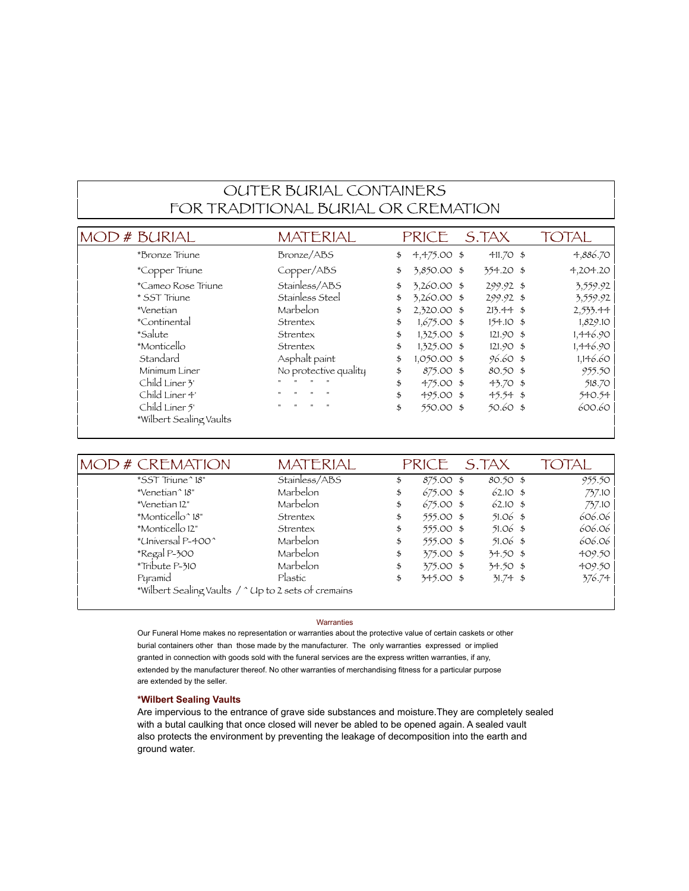# OUTER BURIAL CONTAINERS
# FOR TRADITIONAL BURIAL OR CREMATION

| MOD # | BURIAL | MATERIAL | PRICE | S.TAX | TOTAL |
|---|---|---|---|---|---|
| | *Bronze Triune | Bronze/ABS | $ 4,475.00 | $ 411.70 | $ 4,886.70 |
| | *Copper Triune | Copper/ABS | $ 3,850.00 | $ 354.20 | $ 4,204.20 |
| | *Cameo Rose Triune | Stainless/ABS | $ 3,260.00 | $ 299.92 | $ 3,559.92 |
| | * SST Triune | Stainless Steel | $ 3,260.00 | $ 299.92 | $ 3,559.92 |
| | *Venetian | Marbelon | $ 2,320.00 | $ 213.44 | $ 2,533.44 |
| | *Continental | Strentex | $ 1,675.00 | $ 154.10 | $ 1,829.10 |
| | *Salute | Strentex | $ 1,325.00 | $ 121.90 | $ 1,446.90 |
| | *Monticello | Strentex | $ 1,325.00 | $ 121.90 | $ 1,446.90 |
| | Standard | Asphalt paint | $ 1,050.00 | $ 96.60 | $ 1,146.60 |
| | Minimum Liner | No protective quality | $ 875.00 | $ 80.50 | $ 955.50 |
| | Child Liner 3' | " " " " | $ 475.00 | $ 43.70 | $ 518.70 |
| | Child Liner 4' | " " " " | $ 495.00 | $ 45.54 | $ 540.54 |
| | Child Liner 5' | " " " " | $ 550.00 | $ 50.60 | $ 600.60 |
| | *Wilbert Sealing Vaults | | | | |

| MOD # | CREMATION | MATERIAL | PRICE | S.TAX | TOTAL |
|---|---|---|---|---|---|
| | *SST Triune ^ 18" | Stainless/ABS | $ 875.00 | $ 80.50 | $ 955.50 |
| | *Venetian ^ 18" | Marbelon | $ 675.00 | $ 62.10 | $ 737.10 |
| | *Venetian 12" | Marbelon | $ 675.00 | $ 62.10 | $ 737.10 |
| | *Monticello ^ 18" | Strentex | $ 555.00 | $ 51.06 | $ 606.06 |
| | *Monticello 12" | Strentex | $ 555.00 | $ 51.06 | $ 606.06 |
| | *Universal P-400 ^ | Marbelon | $ 555.00 | $ 51.06 | $ 606.06 |
| | *Regal P-300 | Marbelon | $ 375.00 | $ 34.50 | $ 409.50 |
| | *Tribute P-310 | Marbelon | $ 375.00 | $ 34.50 | $ 409.50 |
| | Pyramid | Plastic | $ 345.00 | $ 31.74 | $ 376.74 |
| | *Wilbert Sealing Vaults / ^ Up to 2 sets of cremains | | | | |

Warranties

Our Funeral Home makes no representation or warranties about the protective value of certain caskets or other burial containers other than those made by the manufacturer. The only warranties expressed or implied granted in connection with goods sold with the funeral services are the express written warranties, if any, extended by the manufacturer thereof. No other warranties of merchandising fitness for a particular purpose are extended by the seller.

**\*Wilbert Sealing Vaults**

Are impervious to the entrance of grave side substances and moisture.They are completely sealed with a butal caulking that once closed will never be abled to be opened again. A sealed vault also protects the environment by preventing the leakage of decomposition into the earth and ground water.